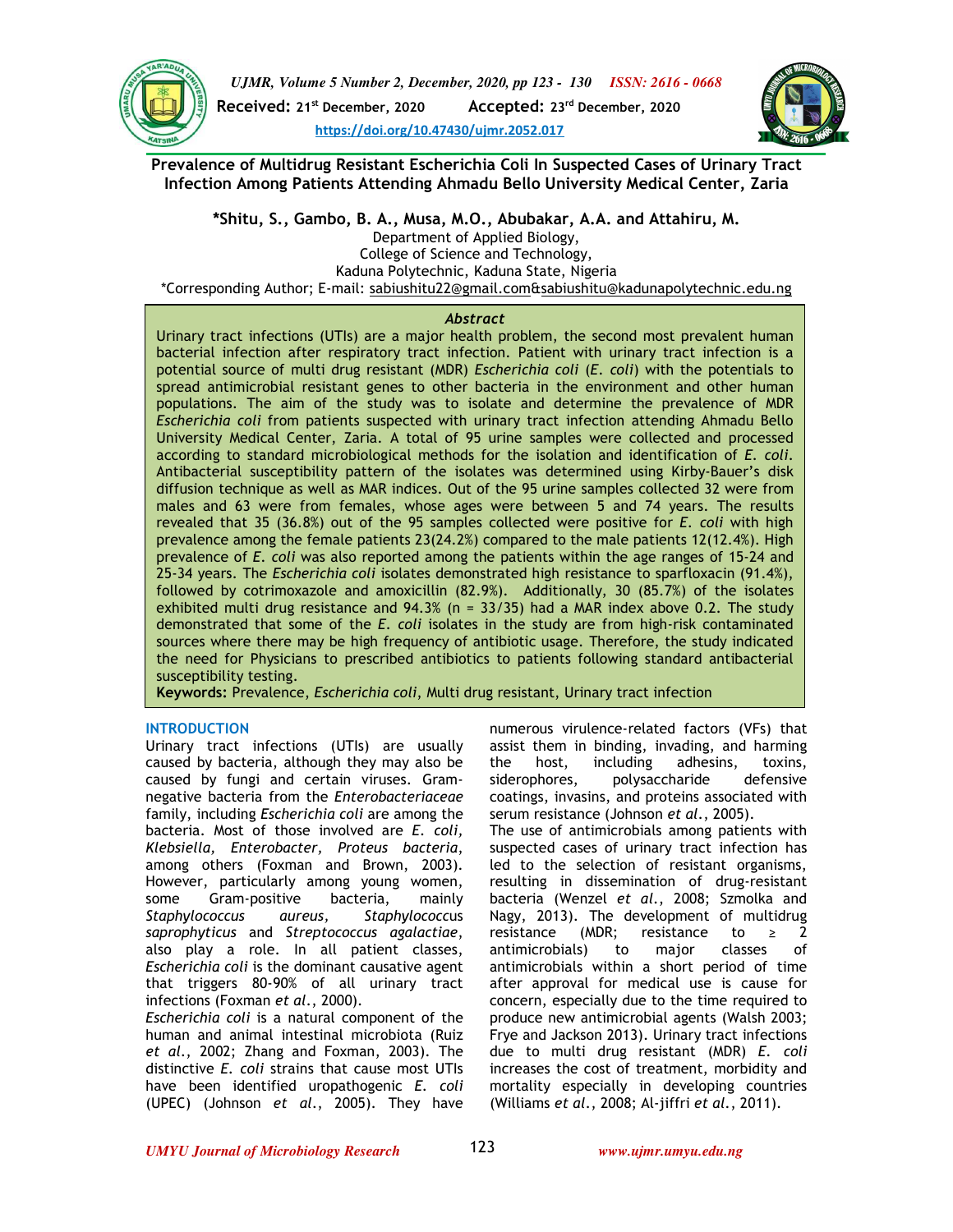Received: 21st December, 2020 Accepted: 23rd December, 2020

https://doi.org/10.47430/ujmr.2052.017

# Prevalence of Multidrug Resistant Escherichia Coli In Suspected Cases of Urinary Tract Infection Among Patients Attending Ahmadu Bello University Medical Center, Zaria

**\*Shitu, S., Gambo, B. A., Musa, M.O., Abubakar, A.A. and Attahiru, M.**

Department of Applied Biology,
College of Science and Technology,
Kaduna Polytechnic, Kaduna State, Nigeria

\*Corresponding Author; E-mail: sabiushitu22@gmail.com&sabiushitu@kadunapolytechnic.edu.ng

### *Abstract*

Urinary tract infections (UTIs) are a major health problem, the second most prevalent human bacterial infection after respiratory tract infection. Patient with urinary tract infection is a potential source of multi drug resistant (MDR) *Escherichia coli* (*E. coli*) with the potentials to spread antimicrobial resistant genes to other bacteria in the environment and other human populations. The aim of the study was to isolate and determine the prevalence of MDR *Escherichia coli* from patients suspected with urinary tract infection attending Ahmadu Bello University Medical Center, Zaria. A total of 95 urine samples were collected and processed according to standard microbiological methods for the isolation and identification of *E. coli*. Antibacterial susceptibility pattern of the isolates was determined using Kirby-Bauer's disk diffusion technique as well as MAR indices. Out of the 95 urine samples collected 32 were from males and 63 were from females, whose ages were between 5 and 74 years. The results revealed that 35 (36.8%) out of the 95 samples collected were positive for *E. coli* with high prevalence among the female patients 23(24.2%) compared to the male patients 12(12.4%). High prevalence of *E. coli* was also reported among the patients within the age ranges of 15-24 and 25-34 years. The *Escherichia coli* isolates demonstrated high resistance to sparfloxacin (91.4%), followed by cotrimoxazole and amoxicillin (82.9%). Additionally, 30 (85.7%) of the isolates exhibited multi drug resistance and 94.3% (n = 33/35) had a MAR index above 0.2. The study demonstrated that some of the *E. coli* isolates in the study are from high-risk contaminated sources where there may be high frequency of antibiotic usage. Therefore, the study indicated the need for Physicians to prescribed antibiotics to patients following standard antibacterial susceptibility testing.

**Keywords:** Prevalence, *Escherichia coli*, Multi drug resistant, Urinary tract infection

## INTRODUCTION

Urinary tract infections (UTIs) are usually caused by bacteria, although they may also be caused by fungi and certain viruses. Gram-negative bacteria from the *Enterobacteriaceae* family, including *Escherichia coli* are among the bacteria. Most of those involved are *E. coli, Klebsiella, Enterobacter, Proteus bacteria*, among others (Foxman and Brown, 2003). However, particularly among young women, some Gram-positive bacteria, mainly *Staphylococcus aureus, Staphylococcus saprophyticus* and *Streptococcus agalactiae*, also play a role. In all patient classes, *Escherichia coli* is the dominant causative agent that triggers 80-90% of all urinary tract infections (Foxman *et al.*, 2000).

*Escherichia coli* is a natural component of the human and animal intestinal microbiota (Ruiz *et al.*, 2002; Zhang and Foxman, 2003). The distinctive *E. coli* strains that cause most UTIs have been identified uropathogenic *E. coli* (UPEC) (Johnson *et al.*, 2005). They have numerous virulence-related factors (VFs) that assist them in binding, invading, and harming the host, including adhesins, toxins, siderophores, polysaccharide defensive coatings, invasins, and proteins associated with serum resistance (Johnson *et al.*, 2005).

The use of antimicrobials among patients with suspected cases of urinary tract infection has led to the selection of resistant organisms, resulting in dissemination of drug-resistant bacteria (Wenzel *et al.*, 2008; Szmolka and Nagy, 2013). The development of multidrug resistance (MDR; resistance to ≥ 2 antimicrobials) to major classes of antimicrobials within a short period of time after approval for medical use is cause for concern, especially due to the time required to produce new antimicrobial agents (Walsh 2003; Frye and Jackson 2013). Urinary tract infections due to multi drug resistant (MDR) *E. coli* increases the cost of treatment, morbidity and mortality especially in developing countries (Williams *et al.*, 2008; Al-jiffri *et al.*, 2011).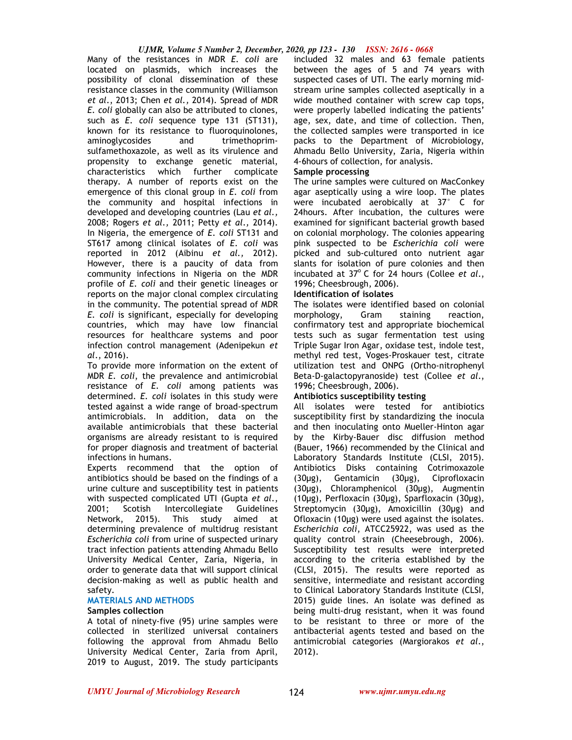Many of the resistances in MDR *E. coli* are located on plasmids, which increases the possibility of clonal dissemination of these resistance classes in the community (Williamson *et al.,* 2013; Chen *et al.,* 2014). Spread of MDR *E. coli* globally can also be attributed to clones, such as *E. coli* sequence type 131 (ST131), known for its resistance to fluoroquinolones, aminoglycosides and trimethoprim-sulfamethoxazole, as well as its virulence and propensity to exchange genetic material, characteristics which further complicate therapy. A number of reports exist on the emergence of this clonal group in *E. coli* from the community and hospital infections in developed and developing countries (Lau *et al.,* 2008; Rogers *et al.,* 2011; Petty *et al.,* 2014). In Nigeria, the emergence of *E. coli* ST131 and ST617 among clinical isolates of *E. coli* was reported in 2012 (Aibinu *et al.,* 2012). However, there is a paucity of data from community infections in Nigeria on the MDR profile of *E. coli* and their genetic lineages or reports on the major clonal complex circulating in the community. The potential spread of MDR *E. coli* is significant, especially for developing countries, which may have low financial resources for healthcare systems and poor infection control management (Adenipekun *et al*., 2016).

To provide more information on the extent of MDR *E. coli*, the prevalence and antimicrobial resistance of *E. coli* among patients was determined. *E. coli* isolates in this study were tested against a wide range of broad-spectrum antimicrobials. In addition, data on the available antimicrobials that these bacterial organisms are already resistant to is required for proper diagnosis and treatment of bacterial infections in humans.

Experts recommend that the option of antibiotics should be based on the findings of a urine culture and susceptibility test in patients with suspected complicated UTI (Gupta *et al*., 2001; Scotish Intercollegiate Guidelines Network, 2015). This study aimed at determining prevalence of multidrug resistant *Escherichia coli* from urine of suspected urinary tract infection patients attending Ahmadu Bello University Medical Center, Zaria, Nigeria, in order to generate data that will support clinical decision-making as well as public health and safety.

## MATERIALS AND METHODS

### Samples collection

A total of ninety-five (95) urine samples were collected in sterilized universal containers following the approval from Ahmadu Bello University Medical Center, Zaria from April, 2019 to August, 2019. The study participants included 32 males and 63 female patients between the ages of 5 and 74 years with suspected cases of UTI. The early morning mid-stream urine samples collected aseptically in a wide mouthed container with screw cap tops, were properly labelled indicating the patients' age, sex, date, and time of collection. Then, the collected samples were transported in ice packs to the Department of Microbiology, Ahmadu Bello University, Zaria, Nigeria within 4-6hours of collection, for analysis.

### Sample processing

The urine samples were cultured on MacConkey agar aseptically using a wire loop. The plates were incubated aerobically at 37° C for 24hours. After incubation, the cultures were examined for significant bacterial growth based on colonial morphology. The colonies appearing pink suspected to be *Escherichia coli* were picked and sub-cultured onto nutrient agar slants for isolation of pure colonies and then incubated at 37°C for 24 hours (Collee *et al*., 1996; Cheesbrough, 2006).

### Identification of isolates

The isolates were identified based on colonial morphology, Gram staining reaction, confirmatory test and appropriate biochemical tests such as sugar fermentation test using Triple Sugar Iron Agar, oxidase test, indole test, methyl red test, Voges-Proskauer test, citrate utilization test and ONPG (Ortho-nitrophenyl Beta-D-galactopyranoside) test (Collee *et al*., 1996; Cheesbrough, 2006).

### Antibiotics susceptibility testing

All isolates were tested for antibiotics susceptibility first by standardizing the inocula and then inoculating onto Mueller-Hinton agar by the Kirby-Bauer disc diffusion method (Bauer, 1966) recommended by the Clinical and Laboratory Standards Institute (CLSI, 2015). Antibiotics Disks containing Cotrimoxazole (30µg), Gentamicin (30µg), Ciprofloxacin (30µg), Chloramphenicol (30µg), Augmentin (10µg), Perfloxacin (30µg), Sparfloxacin (30µg), Streptomycin (30µg), Amoxicillin (30µg) and Ofloxacin (10µg) were used against the isolates. *Escherichia coli*, ATCC25922, was used as the quality control strain (Cheesebrough, 2006). Susceptibility test results were interpreted according to the criteria established by the (CLSI, 2015). The results were reported as sensitive, intermediate and resistant according to Clinical Laboratory Standards Institute (CLSI, 2015) guide lines. An isolate was defined as being multi-drug resistant, when it was found to be resistant to three or more of the antibacterial agents tested and based on the antimicrobial categories (Margiorakos *et al*., 2012).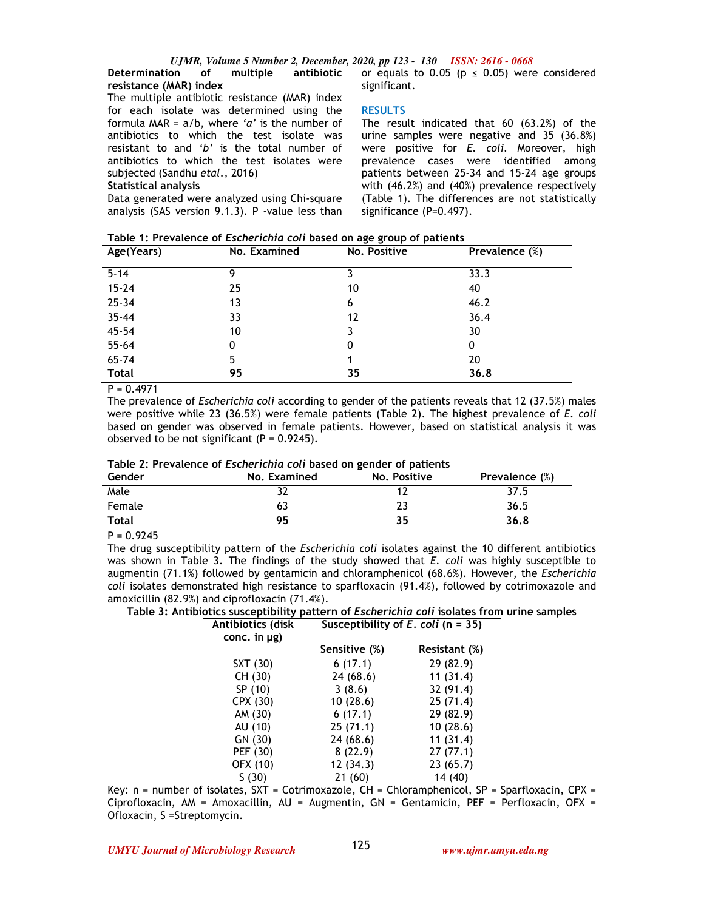**Determination of multiple antibiotic resistance (MAR) index**

The multiple antibiotic resistance (MAR) index for each isolate was determined using the formula MAR = a/b, where '*a*' is the number of antibiotics to which the test isolate was resistant to and '*b*' is the total number of antibiotics to which the test isolates were subjected (Sandhu *etal*., 2016)

**Statistical analysis**

Data generated were analyzed using Chi-square analysis (SAS version 9.1.3). P -value less than or equals to 0.05 ($p \leq 0.05$) were considered significant.

## RESULTS

The result indicated that 60 (63.2%) of the urine samples were negative and 35 (36.8%) were positive for *E. coli*. Moreover, high prevalence cases were identified among patients between 25-34 and 15-24 age groups with (46.2%) and (40%) prevalence respectively (Table 1). The differences are not statistically significance (P=0.497).

**Table 1: Prevalence of *Escherichia coli* based on age group of patients**

| Age(Years) | No. Examined | No. Positive | Prevalence (%) |
|---|---|---|---|
| 5-14 | 9 | 3 | 33.3 |
| 15-24 | 25 | 10 | 40 |
| 25-34 | 13 | 6 | 46.2 |
| 35-44 | 33 | 12 | 36.4 |
| 45-54 | 10 | 3 | 30 |
| 55-64 | 0 | 0 | 0 |
| 65-74 | 5 | 1 | 20 |
| **Total** | **95** | **35** | **36.8** |

P = 0.4971

The prevalence of *Escherichia coli* according to gender of the patients reveals that 12 (37.5%) males were positive while 23 (36.5%) were female patients (Table 2). The highest prevalence of *E. coli* based on gender was observed in female patients. However, based on statistical analysis it was observed to be not significant (P = 0.9245).

**Table 2: Prevalence of *Escherichia coli* based on gender of patients**

| Gender | No. Examined | No. Positive | Prevalence (%) |
|---|---|---|---|
| Male | 32 | 12 | 37.5 |
| Female | 63 | 23 | 36.5 |
| **Total** | **95** | **35** | **36.8** |

P = 0.9245

The drug susceptibility pattern of the *Escherichia coli* isolates against the 10 different antibiotics was shown in Table 3. The findings of the study showed that *E. coli* was highly susceptible to augmentin (71.1%) followed by gentamicin and chloramphenicol (68.6%). However, the *Escherichia coli* isolates demonstrated high resistance to sparfloxacin (91.4%), followed by cotrimoxazole and amoxicillin (82.9%) and ciprofloxacin (71.4%).

**Table 3: Antibiotics susceptibility pattern of *Escherichia coli* isolates from urine samples**

| Antibiotics (disk conc. in µg) | Susceptibility of *E. coli* (n = 35) | |
|---|---|---|
| | Sensitive (%) | Resistant (%) |
| SXT (30) | 6 (17.1) | 29 (82.9) |
| CH (30) | 24 (68.6) | 11 (31.4) |
| SP (10) | 3 (8.6) | 32 (91.4) |
| CPX (30) | 10 (28.6) | 25 (71.4) |
| AM (30) | 6 (17.1) | 29 (82.9) |
| AU (10) | 25 (71.1) | 10 (28.6) |
| GN (30) | 24 (68.6) | 11 (31.4) |
| PEF (30) | 8 (22.9) | 27 (77.1) |
| OFX (10) | 12 (34.3) | 23 (65.7) |
| S (30) | 21 (60) | 14 (40) |

Key: n = number of isolates, SXT = Cotrimoxazole, CH = Chloramphenicol, SP = Sparfloxacin, CPX = Ciprofloxacin, AM = Amoxacillin, AU = Augmentin, GN = Gentamicin, PEF = Perfloxacin, OFX = Ofloxacin, S =Streptomycin.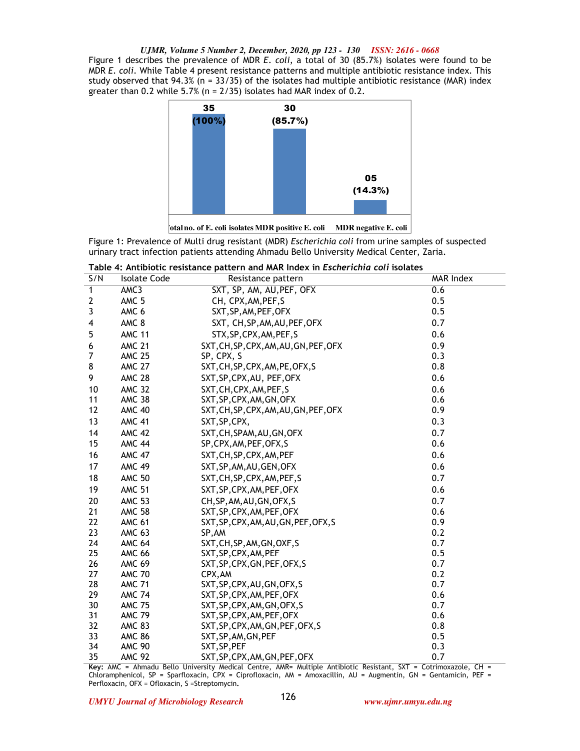Figure 1 describes the prevalence of MDR *E. coli*, a total of 30 (85.7%) isolates were found to be MDR *E. coli*. While Table 4 present resistance patterns and multiple antibiotic resistance index. This study observed that 94.3% (n = 33/35) of the isolates had multiple antibiotic resistance (MAR) index greater than 0.2 while 5.7% (n = 2/35) isolates had MAR index of 0.2.

| Category | Count (%) |
|---|---|
| Total no. of E. coli isolates | 35 (100%) |
| MDR positive E. coli | 30 (85.7%) |
| MDR negative E. coli | 05 (14.3%) |

Figure 1: Prevalence of Multi drug resistant (MDR) *Escherichia coli* from urine samples of suspected urinary tract infection patients attending Ahmadu Bello University Medical Center, Zaria.

**Table 4: Antibiotic resistance pattern and MAR Index in *Escherichia coli* isolates**

| S/N | Isolate Code | Resistance pattern | MAR Index |
|---|---|---|---|
| 1 | AMC3 | SXT, SP, AM, AU,PEF, OFX | 0.6 |
| 2 | AMC 5 | CH, CPX,AM,PEF,S | 0.5 |
| 3 | AMC 6 | SXT,SP,AM,PEF,OFX | 0.5 |
| 4 | AMC 8 | SXT, CH,SP,AM,AU,PEF,OFX | 0.7 |
| 5 | AMC 11 | STX,SP,CPX,AM,PEF,S | 0.6 |
| 6 | AMC 21 | SXT,CH,SP,CPX,AM,AU,GN,PEF,OFX | 0.9 |
| 7 | AMC 25 | SP, CPX, S | 0.3 |
| 8 | AMC 27 | SXT,CH,SP,CPX,AM,PE,OFX,S | 0.8 |
| 9 | AMC 28 | SXT,SP,CPX,AU, PEF,OFX | 0.6 |
| 10 | AMC 32 | SXT,CH,CPX,AM,PEF,S | 0.6 |
| 11 | AMC 38 | SXT,SP,CPX,AM,GN,OFX | 0.6 |
| 12 | AMC 40 | SXT,CH,SP,CPX,AM,AU,GN,PEF,OFX | 0.9 |
| 13 | AMC 41 | SXT,SP,CPX, | 0.3 |
| 14 | AMC 42 | SXT,CH,SPAM,AU,GN,OFX | 0.7 |
| 15 | AMC 44 | SP,CPX,AM,PEF,OFX,S | 0.6 |
| 16 | AMC 47 | SXT,CH,SP,CPX,AM,PEF | 0.6 |
| 17 | AMC 49 | SXT,SP,AM,AU,GEN,OFX | 0.6 |
| 18 | AMC 50 | SXT,CH,SP,CPX,AM,PEF,S | 0.7 |
| 19 | AMC 51 | SXT,SP,CPX,AM,PEF,OFX | 0.6 |
| 20 | AMC 53 | CH,SP,AM,AU,GN,OFX,S | 0.7 |
| 21 | AMC 58 | SXT,SP,CPX,AM,PEF,OFX | 0.6 |
| 22 | AMC 61 | SXT,SP,CPX,AM,AU,GN,PEF,OFX,S | 0.9 |
| 23 | AMC 63 | SP,AM | 0.2 |
| 24 | AMC 64 | SXT,CH,SP,AM,GN,OXF,S | 0.7 |
| 25 | AMC 66 | SXT,SP,CPX,AM,PEF | 0.5 |
| 26 | AMC 69 | SXT,SP,CPX,GN,PEF,OFX,S | 0.7 |
| 27 | AMC 70 | CPX,AM | 0.2 |
| 28 | AMC 71 | SXT,SP,CPX,AU,GN,OFX,S | 0.7 |
| 29 | AMC 74 | SXT,SP,CPX,AM,PEF,OFX | 0.6 |
| 30 | AMC 75 | SXT,SP,CPX,AM,GN,OFX,S | 0.7 |
| 31 | AMC 79 | SXT,SP,CPX,AM,PEF,OFX | 0.6 |
| 32 | AMC 83 | SXT,SP,CPX,AM,GN,PEF,OFX,S | 0.8 |
| 33 | AMC 86 | SXT,SP,AM,GN,PEF | 0.5 |
| 34 | AMC 90 | SXT,SP,PEF | 0.3 |
| 35 | AMC 92 | SXT,SP,CPX,AM,GN,PEF,OFX | 0.7 |

**Key:** AMC = Ahmadu Bello University Medical Centre, AMR= Multiple Antibiotic Resistant, SXT = Cotrimoxazole, CH = Chloramphenicol, SP = Sparfloxacin, CPX = Ciprofloxacin, AM = Amoxacillin, AU = Augmentin, GN = Gentamicin, PEF = Perfloxacin, OFX = Ofloxacin, S =Streptomycin.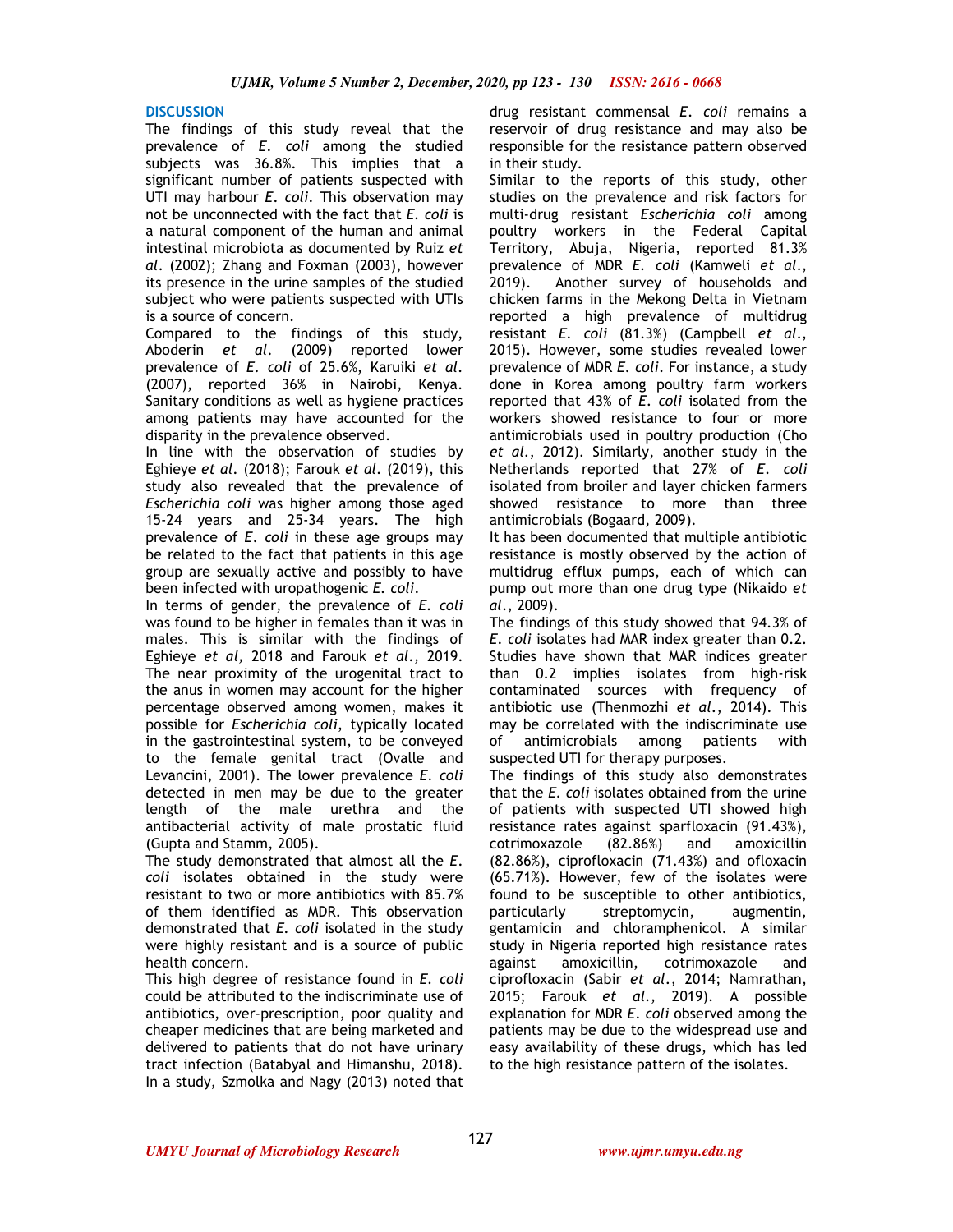## DISCUSSION

The findings of this study reveal that the prevalence of *E. coli* among the studied subjects was 36.8%. This implies that a significant number of patients suspected with UTI may harbour *E. coli*. This observation may not be unconnected with the fact that *E. coli* is a natural component of the human and animal intestinal microbiota as documented by Ruiz *et al*. (2002); Zhang and Foxman (2003), however its presence in the urine samples of the studied subject who were patients suspected with UTIs is a source of concern.

Compared to the findings of this study, Aboderin *et al*. (2009) reported lower prevalence of *E. coli* of 25.6%, Karuiki *et al*. (2007), reported 36% in Nairobi, Kenya. Sanitary conditions as well as hygiene practices among patients may have accounted for the disparity in the prevalence observed.

In line with the observation of studies by Eghieye *et al*. (2018); Farouk *et al*. (2019), this study also revealed that the prevalence of *Escherichia coli* was higher among those aged 15-24 years and 25-34 years. The high prevalence of *E. coli* in these age groups may be related to the fact that patients in this age group are sexually active and possibly to have been infected with uropathogenic *E. coli*.

In terms of gender, the prevalence of *E. coli* was found to be higher in females than it was in males. This is similar with the findings of Eghieye *et al,* 2018 and Farouk *et al*., 2019. The near proximity of the urogenital tract to the anus in women may account for the higher percentage observed among women, makes it possible for *Escherichia coli,* typically located in the gastrointestinal system, to be conveyed to the female genital tract (Ovalle and Levancini, 2001). The lower prevalence *E. coli* detected in men may be due to the greater length of the male urethra and the antibacterial activity of male prostatic fluid (Gupta and Stamm, 2005).

The study demonstrated that almost all the *E. coli* isolates obtained in the study were resistant to two or more antibiotics with 85.7% of them identified as MDR. This observation demonstrated that *E. coli* isolated in the study were highly resistant and is a source of public health concern.

This high degree of resistance found in *E. coli* could be attributed to the indiscriminate use of antibiotics, over-prescription, poor quality and cheaper medicines that are being marketed and delivered to patients that do not have urinary tract infection (Batabyal and Himanshu, 2018). In a study, Szmolka and Nagy (2013) noted that drug resistant commensal *E. coli* remains a reservoir of drug resistance and may also be responsible for the resistance pattern observed in their study.

Similar to the reports of this study, other studies on the prevalence and risk factors for multi-drug resistant *Escherichia coli* among poultry workers in the Federal Capital Territory, Abuja, Nigeria, reported 81.3% prevalence of MDR *E. coli* (Kamweli *et al*., 2019). Another survey of households and chicken farms in the Mekong Delta in Vietnam reported a high prevalence of multidrug resistant *E. coli* (81.3%) (Campbell *et al*., 2015). However, some studies revealed lower prevalence of MDR *E. coli*. For instance, a study done in Korea among poultry farm workers reported that 43% of *E. coli* isolated from the workers showed resistance to four or more antimicrobials used in poultry production (Cho *et al*., 2012). Similarly, another study in the Netherlands reported that 27% of *E. coli* isolated from broiler and layer chicken farmers showed resistance to more than three antimicrobials (Bogaard, 2009).

It has been documented that multiple antibiotic resistance is mostly observed by the action of multidrug efflux pumps, each of which can pump out more than one drug type (Nikaido *et al*., 2009).

The findings of this study showed that 94.3% of *E. coli* isolates had MAR index greater than 0.2. Studies have shown that MAR indices greater than 0.2 implies isolates from high-risk contaminated sources with frequency of antibiotic use (Thenmozhi *et al*., 2014). This may be correlated with the indiscriminate use of antimicrobials among patients with suspected UTI for therapy purposes.

The findings of this study also demonstrates that the *E. coli* isolates obtained from the urine of patients with suspected UTI showed high resistance rates against sparfloxacin (91.43%), cotrimoxazole (82.86%) and amoxicillin (82.86%), ciprofloxacin (71.43%) and ofloxacin (65.71%). However, few of the isolates were found to be susceptible to other antibiotics, particularly streptomycin, augmentin, gentamicin and chloramphenicol. A similar study in Nigeria reported high resistance rates against amoxicillin, cotrimoxazole and ciprofloxacin (Sabir *et al*., 2014; Namrathan, 2015; Farouk *et al*., 2019). A possible explanation for MDR *E. coli* observed among the patients may be due to the widespread use and easy availability of these drugs, which has led to the high resistance pattern of the isolates.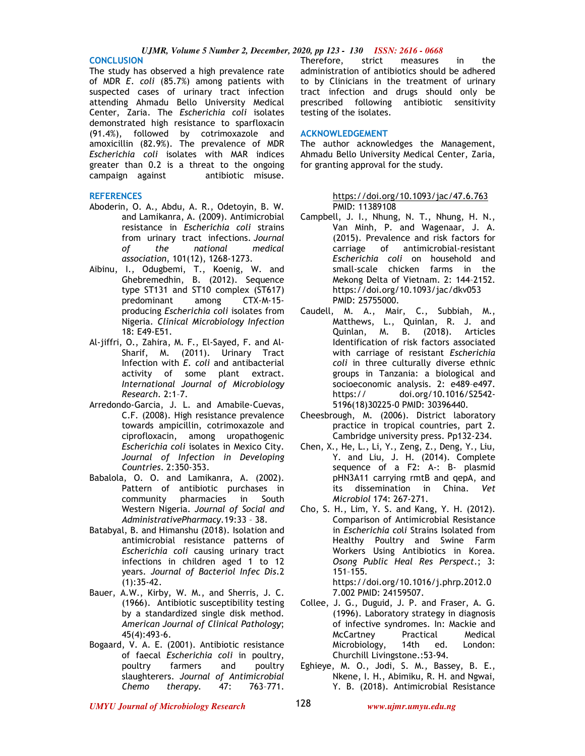## CONCLUSION

The study has observed a high prevalence rate of MDR *E. coli* (85.7%) among patients with suspected cases of urinary tract infection attending Ahmadu Bello University Medical Center, Zaria. The *Escherichia coli* isolates demonstrated high resistance to sparfloxacin (91.4%), followed by cotrimoxazole and amoxicillin (82.9%). The prevalence of MDR *Escherichia coli* isolates with MAR indices greater than 0.2 is a threat to the ongoing campaign against antibiotic misuse. Therefore, strict measures in the administration of antibiotics should be adhered to by Clinicians in the treatment of urinary tract infection and drugs should only be prescribed following antibiotic sensitivity testing of the isolates.

## ACKNOWLEDGEMENT

The author acknowledges the Management, Ahmadu Bello University Medical Center, Zaria, for granting approval for the study.

## REFERENCES

Aboderin, O. A., Abdu, A. R., Odetoyin, B. W. and Lamikanra, A. (2009). Antimicrobial resistance in *Escherichia coli* strains from urinary tract infections. *Journal of the national medical association*, 101(12), 1268-1273.

Aibinu, I., Odugbemi, T., Koenig, W. and Ghebremedhin, B. (2012). Sequence type ST131 and ST10 complex (ST617) predominant among CTX-M-15-producing *Escherichia coli* isolates from Nigeria. *Clinical Microbiology Infection* 18: E49-E51.

Al-jiffri, O., Zahira, M. F., El-Sayed, F. and Al-Sharif, M. (2011). Urinary Tract Infection with *E. coli* and antibacterial activity of some plant extract. *International Journal of Microbiology Research*. 2:1–7.

Arredondo-Garcia, J. L. and Amabile-Cuevas, C.F. (2008). High resistance prevalence towards ampicillin, cotrimoxazole and ciprofloxacin, among uropathogenic *Escherichia coli* isolates in Mexico City. *Journal of Infection in Developing Countries*. 2:350-353.

Babalola, O. O. and Lamikanra, A. (2002). Pattern of antibiotic purchases in community pharmacies in South Western Nigeria. *Journal of Social and AdministrativePharmacy*.19:33 – 38.

Batabyal, B. and Himanshu (2018). Isolation and antimicrobial resistance patterns of *Escherichia coli* causing urinary tract infections in children aged 1 to 12 years. *Journal of Bacteriol Infec Dis*.2 (1):35-42.

Bauer, A.W., Kirby, W. M., and Sherris, J. C. (1966). Antibiotic susceptibility testing by a standardized single disk method. *American Journal of Clinical Pathology*; 45(4):493-6.

Bogaard, V. A. E. (2001). Antibiotic resistance of faecal *Escherichia coli* in poultry, poultry farmers and poultry slaughterers. *Journal of Antimicrobial Chemo therapy*. 47: 763–771. https://doi.org/10.1093/jac/47.6.763 PMID: 11389108

Campbell, J. I., Nhung, N. T., Nhung, H. N., Van Minh, P. and Wagenaar, J. A. (2015). Prevalence and risk factors for carriage of antimicrobial-resistant *Escherichia coli* on household and small-scale chicken farms in the Mekong Delta of Vietnam. 2: 144–2152. https://doi.org/10.1093/jac/dkv053 PMID: 25755000.

Caudell, M. A., Mair, C., Subbiah, M., Matthews, L., Quinlan, R. J. and Quinlan, M. B. (2018). Articles Identification of risk factors associated with carriage of resistant *Escherichia coli* in three culturally diverse ethnic groups in Tanzania: a biological and socioeconomic analysis. 2: e489–e497. https:// doi.org/10.1016/S2542-5196(18)30225-0 PMID: 30396440.

Cheesbrough, M. (2006). District laboratory practice in tropical countries, part 2. Cambridge university press. Pp132-234.

Chen, X., He, L., Li, Y., Zeng, Z., Deng, Y., Liu, Y. and Liu, J. H. (2014). Complete sequence of a F2: A-: B- plasmid pHN3A11 carrying rmtB and qepA, and its dissemination in China. *Vet Microbiol* 174: 267-271.

Cho, S. H., Lim, Y. S. and Kang, Y. H. (2012). Comparison of Antimicrobial Resistance in *Escherichia coli* Strains Isolated from Healthy Poultry and Swine Farm Workers Using Antibiotics in Korea. *Osong Public Heal Res Perspect*.; 3: 151–155. https://doi.org/10.1016/j.phrp.2012.07.002 PMID: 24159507.

Collee, J. G., Duguid, J. P. and Fraser, A. G. (1996). Laboratory strategy in diagnosis of infective syndromes. In: Mackie and McCartney Practical Medical Microbiology, 14th ed. London: Churchill Livingstone.:53-94.

Eghieye, M. O., Jodi, S. M., Bassey, B. E., Nkene, I. H., Abimiku, R. H. and Ngwai, Y. B. (2018). Antimicrobial Resistance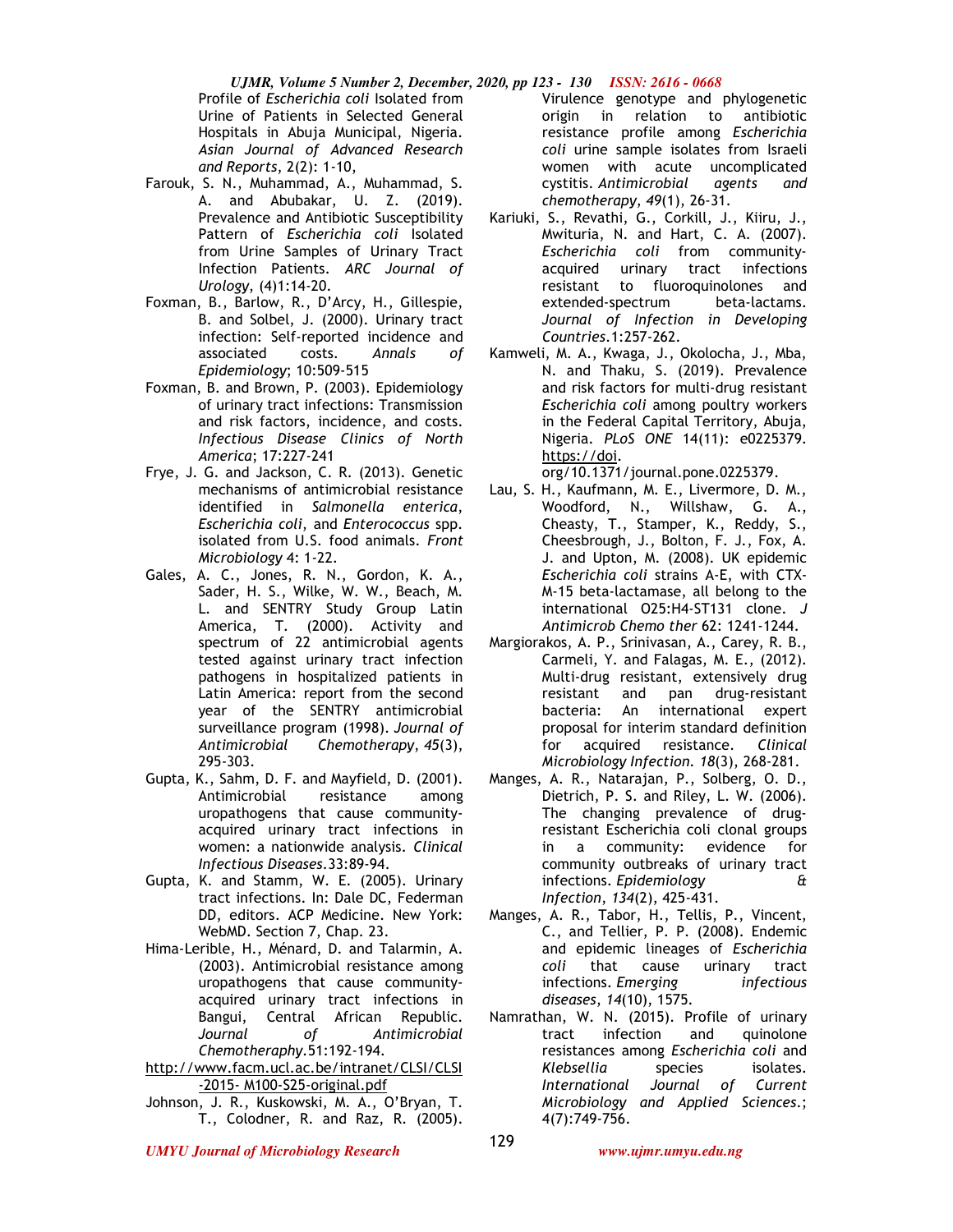Profile of *Escherichia coli* Isolated from Urine of Patients in Selected General Hospitals in Abuja Municipal, Nigeria. *Asian Journal of Advanced Research and Reports*, 2(2): 1-10,

Farouk, S. N., Muhammad, A., Muhammad, S. A. and Abubakar, U. Z. (2019). Prevalence and Antibiotic Susceptibility Pattern of *Escherichia coli* Isolated from Urine Samples of Urinary Tract Infection Patients. *ARC Journal of Urology*, (4)1:14-20.

Foxman, B., Barlow, R., D'Arcy, H., Gillespie, B. and Solbel, J. (2000). Urinary tract infection: Self-reported incidence and associated costs. *Annals of Epidemiology*; 10:509-515

Foxman, B. and Brown, P. (2003). Epidemiology of urinary tract infections: Transmission and risk factors, incidence, and costs. *Infectious Disease Clinics of North America*; 17:227-241

Frye, J. G. and Jackson, C. R. (2013). Genetic mechanisms of antimicrobial resistance identified in *Salmonella enterica*, *Escherichia coli,* and *Enterococcus* spp. isolated from U.S. food animals. *Front Microbiology* 4: 1-22.

Gales, A. C., Jones, R. N., Gordon, K. A., Sader, H. S., Wilke, W. W., Beach, M. L. and SENTRY Study Group Latin America, T. (2000). Activity and spectrum of 22 antimicrobial agents tested against urinary tract infection pathogens in hospitalized patients in Latin America: report from the second year of the SENTRY antimicrobial surveillance program (1998). *Journal of Antimicrobial Chemotherapy*, *45*(3), 295-303.

Gupta, K., Sahm, D. F. and Mayfield, D. (2001). Antimicrobial resistance among uropathogens that cause community-acquired urinary tract infections in women: a nationwide analysis. *Clinical Infectious Diseases*.33:89-94.

Gupta, K. and Stamm, W. E. (2005). Urinary tract infections. In: Dale DC, Federman DD, editors. ACP Medicine. New York: WebMD. Section 7, Chap. 23.

Hima-Lerible, H., Ménard, D. and Talarmin, A. (2003). Antimicrobial resistance among uropathogens that cause community-acquired urinary tract infections in Bangui, Central African Republic. *Journal of Antimicrobial Chemotheraphy*.51:192-194.

http://www.facm.ucl.ac.be/intranet/CLSI/CLSI-2015- M100-S25-original.pdf

Johnson, J. R., Kuskowski, M. A., O'Bryan, T. T., Colodner, R. and Raz, R. (2005). Virulence genotype and phylogenetic origin in relation to antibiotic resistance profile among *Escherichia coli* urine sample isolates from Israeli women with acute uncomplicated cystitis. *Antimicrobial agents and chemotherapy*, *49*(1), 26-31.

Kariuki, S., Revathi, G., Corkill, J., Kiiru, J., Mwituria, N. and Hart, C. A. (2007). *Escherichia coli* from community-acquired urinary tract infections resistant to fluoroquinolones and extended-spectrum beta-lactams. *Journal of Infection in Developing Countries*.1:257-262.

Kamweli, M. A., Kwaga, J., Okolocha, J., Mba, N. and Thaku, S. (2019). Prevalence and risk factors for multi-drug resistant *Escherichia coli* among poultry workers in the Federal Capital Territory, Abuja, Nigeria. *PLoS ONE* 14(11): e0225379. https://doi.org/10.1371/journal.pone.0225379.

Lau, S. H., Kaufmann, M. E., Livermore, D. M., Woodford, N., Willshaw, G. A., Cheasty, T., Stamper, K., Reddy, S., Cheesbrough, J., Bolton, F. J., Fox, A. J. and Upton, M. (2008). UK epidemic *Escherichia coli* strains A-E, with CTX-M-15 beta-lactamase, all belong to the international O25:H4-ST131 clone. *J Antimicrob Chemo ther* 62: 1241-1244.

Margiorakos, A. P., Srinivasan, A., Carey, R. B., Carmeli, Y. and Falagas, M. E., (2012). Multi-drug resistant, extensively drug resistant and pan drug-resistant bacteria: An international expert proposal for interim standard definition for acquired resistance. *Clinical Microbiology Infection. 18*(3), 268-281.

Manges, A. R., Natarajan, P., Solberg, O. D., Dietrich, P. S. and Riley, L. W. (2006). The changing prevalence of drug-resistant Escherichia coli clonal groups in a community: evidence for community outbreaks of urinary tract infections. *Epidemiology & Infection*, *134*(2), 425-431.

Manges, A. R., Tabor, H., Tellis, P., Vincent, C., and Tellier, P. P. (2008). Endemic and epidemic lineages of *Escherichia coli* that cause urinary tract infections. *Emerging infectious diseases*, *14*(10), 1575.

Namrathan, W. N. (2015). Profile of urinary tract infection and quinolone resistances among *Escherichia coli* and *Klebsellia* species isolates. *International Journal of Current Microbiology and Applied Sciences*.; 4(7):749-756.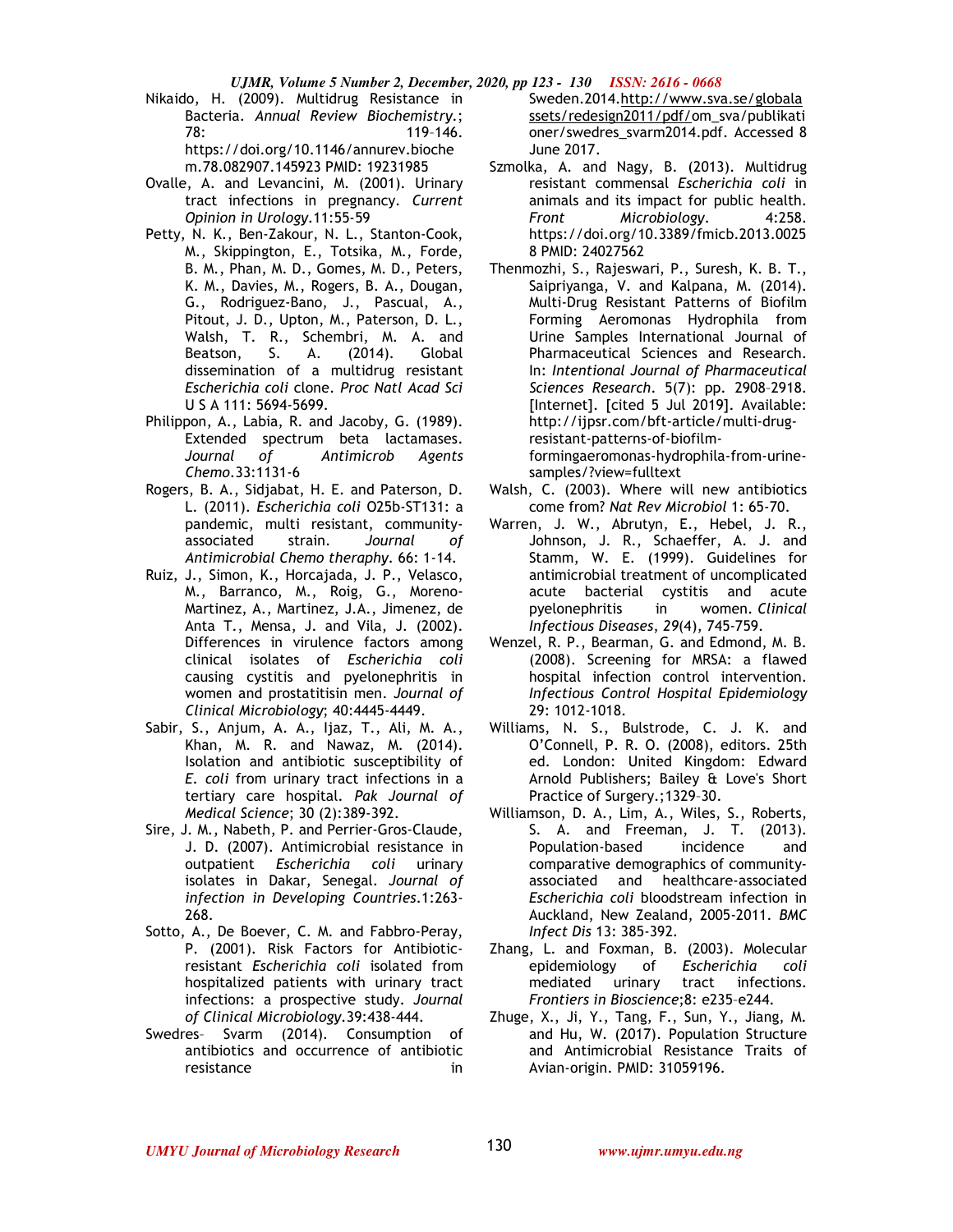Nikaido, H. (2009). Multidrug Resistance in Bacteria. *Annual Review Biochemistry*.; 78: 119–146. https://doi.org/10.1146/annurev.biochem.78.082907.145923 PMID: 19231985

Ovalle, A. and Levancini, M. (2001). Urinary tract infections in pregnancy. *Current Opinion in Urology*.11:55-59

Petty, N. K., Ben-Zakour, N. L., Stanton-Cook, M., Skippington, E., Totsika, M., Forde, B. M., Phan, M. D., Gomes, M. D., Peters, K. M., Davies, M., Rogers, B. A., Dougan, G., Rodriguez-Bano, J., Pascual, A., Pitout, J. D., Upton, M., Paterson, D. L., Walsh, T. R., Schembri, M. A. and Beatson, S. A. (2014). Global dissemination of a multidrug resistant *Escherichia coli* clone. *Proc Natl Acad Sci* U S A 111: 5694-5699.

Philippon, A., Labia, R. and Jacoby, G. (1989). Extended spectrum beta lactamases. *Journal of Antimicrob Agents Chemo*.33:1131-6

Rogers, B. A., Sidjabat, H. E. and Paterson, D. L. (2011). *Escherichia coli* O25b-ST131: a pandemic, multi resistant, community-associated strain. *Journal of Antimicrobial Chemo theraphy*. 66: 1-14.

Ruiz, J., Simon, K., Horcajada, J. P., Velasco, M., Barranco, M., Roig, G., Moreno-Martinez, A., Martinez, J.A., Jimenez, de Anta T., Mensa, J. and Vila, J. (2002). Differences in virulence factors among clinical isolates of *Escherichia coli* causing cystitis and pyelonephritis in women and prostatitisin men. *Journal of Clinical Microbiology*; 40:4445-4449.

Sabir, S., Anjum, A. A., Ijaz, T., Ali, M. A., Khan, M. R. and Nawaz, M. (2014). Isolation and antibiotic susceptibility of *E. coli* from urinary tract infections in a tertiary care hospital. *Pak Journal of Medical Science*; 30 (2):389-392.

Sire, J. M., Nabeth, P. and Perrier-Gros-Claude, J. D. (2007). Antimicrobial resistance in outpatient *Escherichia coli* urinary isolates in Dakar, Senegal. *Journal of infection in Developing Countries*.1:263-268.

Sotto, A., De Boever, C. M. and Fabbro-Peray, P. (2001). Risk Factors for Antibiotic-resistant *Escherichia coli* isolated from hospitalized patients with urinary tract infections: a prospective study. *Journal of Clinical Microbiology*.39:438-444.

Swedres– Svarm (2014). Consumption of antibiotics and occurrence of antibiotic resistance in Sweden.2014.http://www.sva.se/globalassets/redesign2011/pdf/om_sva/publikationer/swedres_svarm2014.pdf. Accessed 8 June 2017.

Szmolka, A. and Nagy, B. (2013). Multidrug resistant commensal *Escherichia coli* in animals and its impact for public health. *Front Microbiology*. 4:258. https://doi.org/10.3389/fmicb.2013.00258 PMID: 24027562

Thenmozhi, S., Rajeswari, P., Suresh, K. B. T., Saipriyanga, V. and Kalpana, M. (2014). Multi-Drug Resistant Patterns of Biofilm Forming Aeromonas Hydrophila from Urine Samples International Journal of Pharmaceutical Sciences and Research. In: *Intentional Journal of Pharmaceutical Sciences Research*. 5(7): pp. 2908–2918. [Internet]. [cited 5 Jul 2019]. Available: http://ijpsr.com/bft-article/multi-drug-resistant-patterns-of-biofilm-formingaeromonas-hydrophila-from-urine-samples/?view=fulltext

Walsh, C. (2003). Where will new antibiotics come from? *Nat Rev Microbiol* 1: 65-70.

Warren, J. W., Abrutyn, E., Hebel, J. R., Johnson, J. R., Schaeffer, A. J. and Stamm, W. E. (1999). Guidelines for antimicrobial treatment of uncomplicated acute bacterial cystitis and acute pyelonephritis in women. *Clinical Infectious Diseases*, *29*(4), 745-759.

Wenzel, R. P., Bearman, G. and Edmond, M. B. (2008). Screening for MRSA: a flawed hospital infection control intervention. *Infectious Control Hospital Epidemiology* 29: 1012-1018.

Williams, N. S., Bulstrode, C. J. K. and O'Connell, P. R. O. (2008), editors. 25th ed. London: United Kingdom: Edward Arnold Publishers; Bailey & Love's Short Practice of Surgery.;1329–30.

Williamson, D. A., Lim, A., Wiles, S., Roberts, S. A. and Freeman, J. T. (2013). Population-based incidence and comparative demographics of community-associated and healthcare-associated *Escherichia coli* bloodstream infection in Auckland, New Zealand, 2005-2011. *BMC Infect Dis* 13: 385-392.

Zhang, L. and Foxman, B. (2003). Molecular epidemiology of *Escherichia coli* mediated urinary tract infections. *Frontiers in Bioscience*;8: e235–e244.

Zhuge, X., Ji, Y., Tang, F., Sun, Y., Jiang, M. and Hu, W. (2017). Population Structure and Antimicrobial Resistance Traits of Avian-origin. PMID: 31059196.